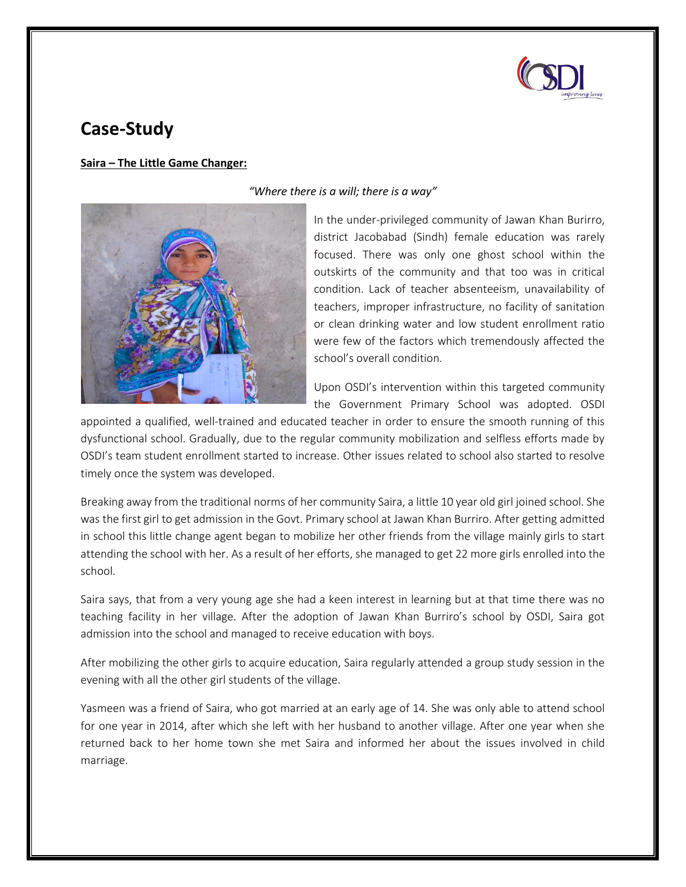# Case-Study

**Saira – The Little Game Changer:**

*"Where there is a will; there is a way"*

In the under-privileged community of Jawan Khan Burirro, district Jacobabad (Sindh) female education was rarely focused. There was only one ghost school within the outskirts of the community and that too was in critical condition. Lack of teacher absenteeism, unavailability of teachers, improper infrastructure, no facility of sanitation or clean drinking water and low student enrollment ratio were few of the factors which tremendously affected the school's overall condition.

Upon OSDI's intervention within this targeted community the Government Primary School was adopted. OSDI appointed a qualified, well-trained and educated teacher in order to ensure the smooth running of this dysfunctional school. Gradually, due to the regular community mobilization and selfless efforts made by OSDI's team student enrollment started to increase. Other issues related to school also started to resolve timely once the system was developed.

Breaking away from the traditional norms of her community Saira, a little 10 year old girl joined school. She was the first girl to get admission in the Govt. Primary school at Jawan Khan Burriro. After getting admitted in school this little change agent began to mobilize her other friends from the village mainly girls to start attending the school with her. As a result of her efforts, she managed to get 22 more girls enrolled into the school.

Saira says, that from a very young age she had a keen interest in learning but at that time there was no teaching facility in her village. After the adoption of Jawan Khan Burriro's school by OSDI, Saira got admission into the school and managed to receive education with boys.

After mobilizing the other girls to acquire education, Saira regularly attended a group study session in the evening with all the other girl students of the village.

Yasmeen was a friend of Saira, who got married at an early age of 14. She was only able to attend school for one year in 2014, after which she left with her husband to another village. After one year when she returned back to her home town she met Saira and informed her about the issues involved in child marriage.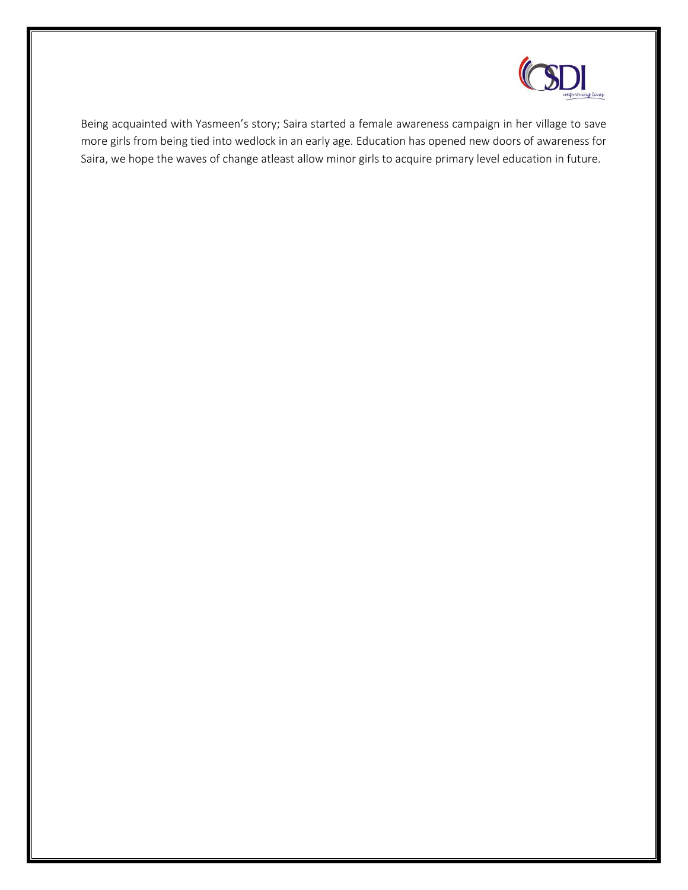Being acquainted with Yasmeen's story; Saira started a female awareness campaign in her village to save more girls from being tied into wedlock in an early age. Education has opened new doors of awareness for Saira, we hope the waves of change atleast allow minor girls to acquire primary level education in future.